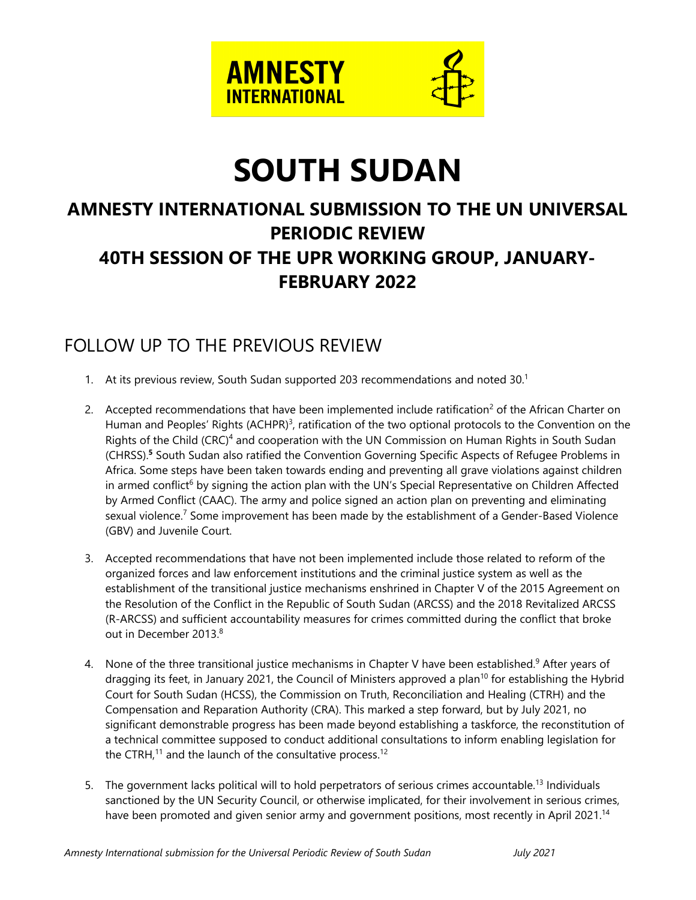# SOUTH SUDAN

## AMNESTY INTERNATIONAL SUBMISSION TO THE UN UNIVERSAL PERIODIC REVIEW
## 40TH SESSION OF THE UPR WORKING GROUP, JANUARY-FEBRUARY 2022

## FOLLOW UP TO THE PREVIOUS REVIEW

1. At its previous review, South Sudan supported 203 recommendations and noted 30.[1]

2. Accepted recommendations that have been implemented include ratification[2] of the African Charter on Human and Peoples' Rights (ACHPR)[3], ratification of the two optional protocols to the Convention on the Rights of the Child (CRC)[4] and cooperation with the UN Commission on Human Rights in South Sudan (CHRSS).[5] South Sudan also ratified the Convention Governing Specific Aspects of Refugee Problems in Africa. Some steps have been taken towards ending and preventing all grave violations against children in armed conflict[6] by signing the action plan with the UN's Special Representative on Children Affected by Armed Conflict (CAAC). The army and police signed an action plan on preventing and eliminating sexual violence.[7] Some improvement has been made by the establishment of a Gender-Based Violence (GBV) and Juvenile Court.

3. Accepted recommendations that have not been implemented include those related to reform of the organized forces and law enforcement institutions and the criminal justice system as well as the establishment of the transitional justice mechanisms enshrined in Chapter V of the 2015 Agreement on the Resolution of the Conflict in the Republic of South Sudan (ARCSS) and the 2018 Revitalized ARCSS (R-ARCSS) and sufficient accountability measures for crimes committed during the conflict that broke out in December 2013.[8]

4. None of the three transitional justice mechanisms in Chapter V have been established.[9] After years of dragging its feet, in January 2021, the Council of Ministers approved a plan[10] for establishing the Hybrid Court for South Sudan (HCSS), the Commission on Truth, Reconciliation and Healing (CTRH) and the Compensation and Reparation Authority (CRA). This marked a step forward, but by July 2021, no significant demonstrable progress has been made beyond establishing a taskforce, the reconstitution of a technical committee supposed to conduct additional consultations to inform enabling legislation for the CTRH,[11] and the launch of the consultative process.[12]

5. The government lacks political will to hold perpetrators of serious crimes accountable.[13] Individuals sanctioned by the UN Security Council, or otherwise implicated, for their involvement in serious crimes, have been promoted and given senior army and government positions, most recently in April 2021.[14]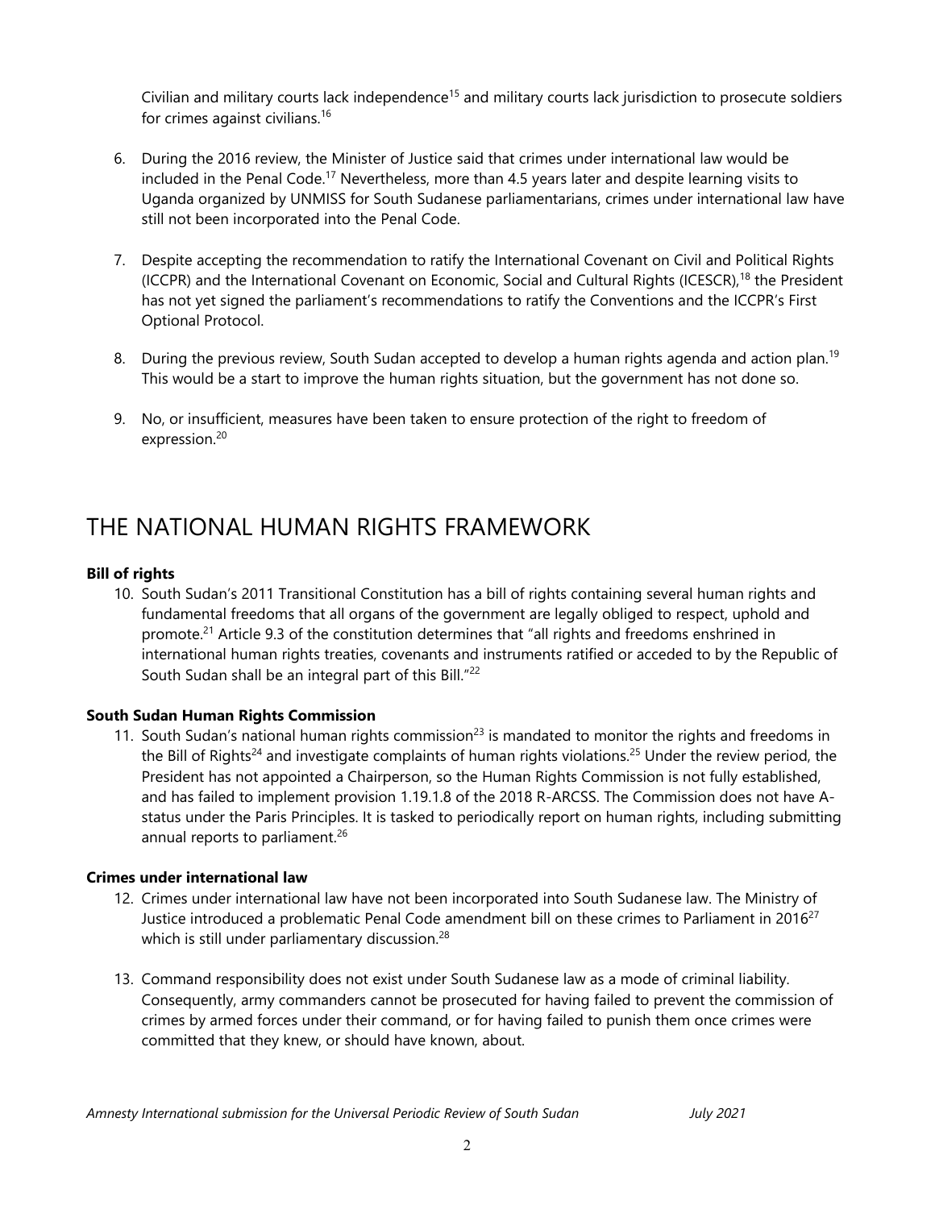Civilian and military courts lack independence[15] and military courts lack jurisdiction to prosecute soldiers for crimes against civilians.[16]

6. During the 2016 review, the Minister of Justice said that crimes under international law would be included in the Penal Code.[17] Nevertheless, more than 4.5 years later and despite learning visits to Uganda organized by UNMISS for South Sudanese parliamentarians, crimes under international law have still not been incorporated into the Penal Code.

7. Despite accepting the recommendation to ratify the International Covenant on Civil and Political Rights (ICCPR) and the International Covenant on Economic, Social and Cultural Rights (ICESCR),[18] the President has not yet signed the parliament's recommendations to ratify the Conventions and the ICCPR's First Optional Protocol.

8. During the previous review, South Sudan accepted to develop a human rights agenda and action plan.[19] This would be a start to improve the human rights situation, but the government has not done so.

9. No, or insufficient, measures have been taken to ensure protection of the right to freedom of expression.[20]

# THE NATIONAL HUMAN RIGHTS FRAMEWORK

**Bill of rights**

10. South Sudan's 2011 Transitional Constitution has a bill of rights containing several human rights and fundamental freedoms that all organs of the government are legally obliged to respect, uphold and promote.[21] Article 9.3 of the constitution determines that "all rights and freedoms enshrined in international human rights treaties, covenants and instruments ratified or acceded to by the Republic of South Sudan shall be an integral part of this Bill."[22]

**South Sudan Human Rights Commission**

11. South Sudan's national human rights commission[23] is mandated to monitor the rights and freedoms in the Bill of Rights[24] and investigate complaints of human rights violations.[25] Under the review period, the President has not appointed a Chairperson, so the Human Rights Commission is not fully established, and has failed to implement provision 1.19.1.8 of the 2018 R-ARCSS. The Commission does not have A-status under the Paris Principles. It is tasked to periodically report on human rights, including submitting annual reports to parliament.[26]

**Crimes under international law**

12. Crimes under international law have not been incorporated into South Sudanese law. The Ministry of Justice introduced a problematic Penal Code amendment bill on these crimes to Parliament in 2016[27] which is still under parliamentary discussion.[28]

13. Command responsibility does not exist under South Sudanese law as a mode of criminal liability. Consequently, army commanders cannot be prosecuted for having failed to prevent the commission of crimes by armed forces under their command, or for having failed to punish them once crimes were committed that they knew, or should have known, about.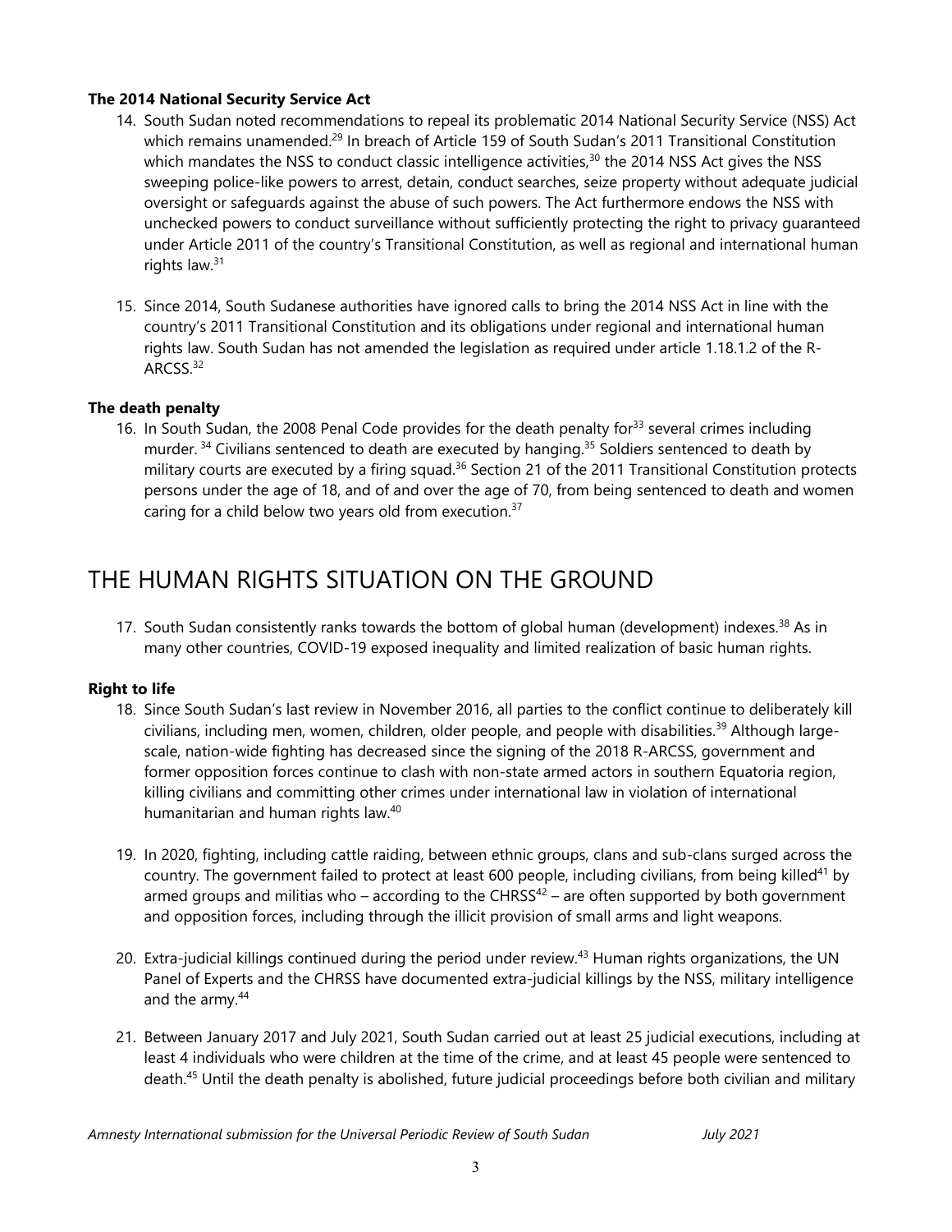### The 2014 National Security Service Act

14. South Sudan noted recommendations to repeal its problematic 2014 National Security Service (NSS) Act which remains unamended.[29] In breach of Article 159 of South Sudan's 2011 Transitional Constitution which mandates the NSS to conduct classic intelligence activities,[30] the 2014 NSS Act gives the NSS sweeping police-like powers to arrest, detain, conduct searches, seize property without adequate judicial oversight or safeguards against the abuse of such powers. The Act furthermore endows the NSS with unchecked powers to conduct surveillance without sufficiently protecting the right to privacy guaranteed under Article 2011 of the country's Transitional Constitution, as well as regional and international human rights law.[31]

15. Since 2014, South Sudanese authorities have ignored calls to bring the 2014 NSS Act in line with the country's 2011 Transitional Constitution and its obligations under regional and international human rights law. South Sudan has not amended the legislation as required under article 1.18.1.2 of the R-ARCSS.[32]

### The death penalty

16. In South Sudan, the 2008 Penal Code provides for the death penalty for[33] several crimes including murder.[34] Civilians sentenced to death are executed by hanging.[35] Soldiers sentenced to death by military courts are executed by a firing squad.[36] Section 21 of the 2011 Transitional Constitution protects persons under the age of 18, and of and over the age of 70, from being sentenced to death and women caring for a child below two years old from execution.[37]

## THE HUMAN RIGHTS SITUATION ON THE GROUND

17. South Sudan consistently ranks towards the bottom of global human (development) indexes.[38] As in many other countries, COVID-19 exposed inequality and limited realization of basic human rights.

### Right to life

18. Since South Sudan's last review in November 2016, all parties to the conflict continue to deliberately kill civilians, including men, women, children, older people, and people with disabilities.[39] Although large-scale, nation-wide fighting has decreased since the signing of the 2018 R-ARCSS, government and former opposition forces continue to clash with non-state armed actors in southern Equatoria region, killing civilians and committing other crimes under international law in violation of international humanitarian and human rights law.[40]

19. In 2020, fighting, including cattle raiding, between ethnic groups, clans and sub-clans surged across the country. The government failed to protect at least 600 people, including civilians, from being killed[41] by armed groups and militias who – according to the CHRSS[42] – are often supported by both government and opposition forces, including through the illicit provision of small arms and light weapons.

20. Extra-judicial killings continued during the period under review.[43] Human rights organizations, the UN Panel of Experts and the CHRSS have documented extra-judicial killings by the NSS, military intelligence and the army.[44]

21. Between January 2017 and July 2021, South Sudan carried out at least 25 judicial executions, including at least 4 individuals who were children at the time of the crime, and at least 45 people were sentenced to death.[45] Until the death penalty is abolished, future judicial proceedings before both civilian and military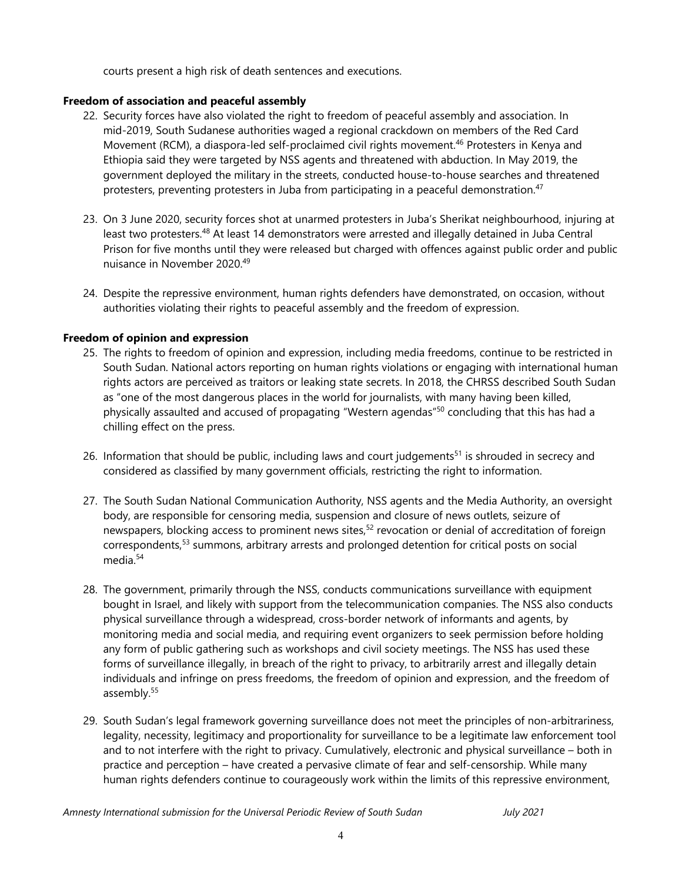courts present a high risk of death sentences and executions.

**Freedom of association and peaceful assembly**

22. Security forces have also violated the right to freedom of peaceful assembly and association. In mid-2019, South Sudanese authorities waged a regional crackdown on members of the Red Card Movement (RCM), a diaspora-led self-proclaimed civil rights movement.[46] Protesters in Kenya and Ethiopia said they were targeted by NSS agents and threatened with abduction. In May 2019, the government deployed the military in the streets, conducted house-to-house searches and threatened protesters, preventing protesters in Juba from participating in a peaceful demonstration.[47]

23. On 3 June 2020, security forces shot at unarmed protesters in Juba's Sherikat neighbourhood, injuring at least two protesters.[48] At least 14 demonstrators were arrested and illegally detained in Juba Central Prison for five months until they were released but charged with offences against public order and public nuisance in November 2020.[49]

24. Despite the repressive environment, human rights defenders have demonstrated, on occasion, without authorities violating their rights to peaceful assembly and the freedom of expression.

**Freedom of opinion and expression**

25. The rights to freedom of opinion and expression, including media freedoms, continue to be restricted in South Sudan. National actors reporting on human rights violations or engaging with international human rights actors are perceived as traitors or leaking state secrets. In 2018, the CHRSS described South Sudan as "one of the most dangerous places in the world for journalists, with many having been killed, physically assaulted and accused of propagating "Western agendas"[50] concluding that this has had a chilling effect on the press.

26. Information that should be public, including laws and court judgements[51] is shrouded in secrecy and considered as classified by many government officials, restricting the right to information.

27. The South Sudan National Communication Authority, NSS agents and the Media Authority, an oversight body, are responsible for censoring media, suspension and closure of news outlets, seizure of newspapers, blocking access to prominent news sites,[52] revocation or denial of accreditation of foreign correspondents,[53] summons, arbitrary arrests and prolonged detention for critical posts on social media.[54]

28. The government, primarily through the NSS, conducts communications surveillance with equipment bought in Israel, and likely with support from the telecommunication companies. The NSS also conducts physical surveillance through a widespread, cross-border network of informants and agents, by monitoring media and social media, and requiring event organizers to seek permission before holding any form of public gathering such as workshops and civil society meetings. The NSS has used these forms of surveillance illegally, in breach of the right to privacy, to arbitrarily arrest and illegally detain individuals and infringe on press freedoms, the freedom of opinion and expression, and the freedom of assembly.[55]

29. South Sudan's legal framework governing surveillance does not meet the principles of non-arbitrariness, legality, necessity, legitimacy and proportionality for surveillance to be a legitimate law enforcement tool and to not interfere with the right to privacy. Cumulatively, electronic and physical surveillance – both in practice and perception – have created a pervasive climate of fear and self-censorship. While many human rights defenders continue to courageously work within the limits of this repressive environment,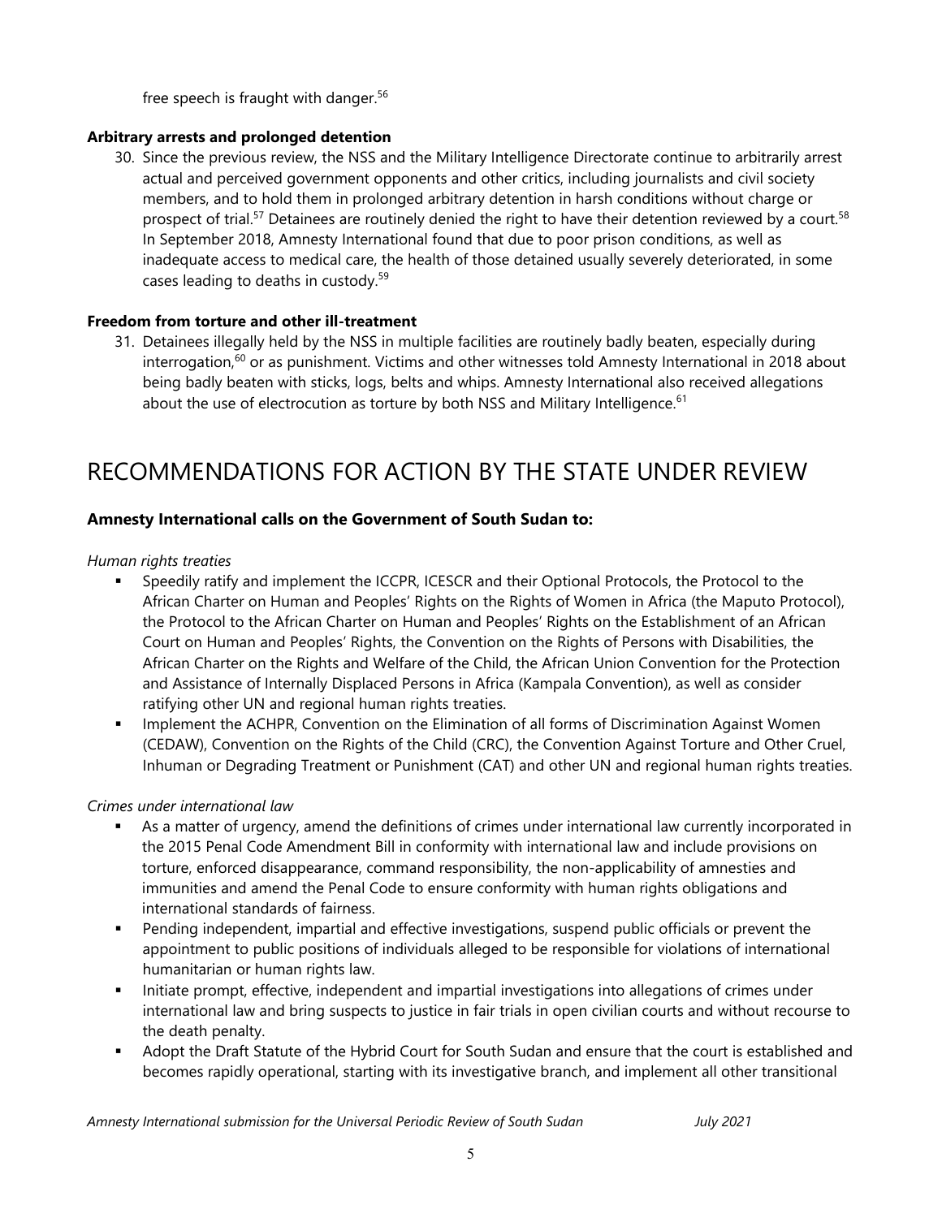free speech is fraught with danger.[56]

**Arbitrary arrests and prolonged detention**

30. Since the previous review, the NSS and the Military Intelligence Directorate continue to arbitrarily arrest actual and perceived government opponents and other critics, including journalists and civil society members, and to hold them in prolonged arbitrary detention in harsh conditions without charge or prospect of trial.[57] Detainees are routinely denied the right to have their detention reviewed by a court.[58] In September 2018, Amnesty International found that due to poor prison conditions, as well as inadequate access to medical care, the health of those detained usually severely deteriorated, in some cases leading to deaths in custody.[59]

**Freedom from torture and other ill-treatment**

31. Detainees illegally held by the NSS in multiple facilities are routinely badly beaten, especially during interrogation,[60] or as punishment. Victims and other witnesses told Amnesty International in 2018 about being badly beaten with sticks, logs, belts and whips. Amnesty International also received allegations about the use of electrocution as torture by both NSS and Military Intelligence.[61]

# RECOMMENDATIONS FOR ACTION BY THE STATE UNDER REVIEW

**Amnesty International calls on the Government of South Sudan to:**

*Human rights treaties*

- Speedily ratify and implement the ICCPR, ICESCR and their Optional Protocols, the Protocol to the African Charter on Human and Peoples' Rights on the Rights of Women in Africa (the Maputo Protocol), the Protocol to the African Charter on Human and Peoples' Rights on the Establishment of an African Court on Human and Peoples' Rights, the Convention on the Rights of Persons with Disabilities, the African Charter on the Rights and Welfare of the Child, the African Union Convention for the Protection and Assistance of Internally Displaced Persons in Africa (Kampala Convention), as well as consider ratifying other UN and regional human rights treaties.
- Implement the ACHPR, Convention on the Elimination of all forms of Discrimination Against Women (CEDAW), Convention on the Rights of the Child (CRC), the Convention Against Torture and Other Cruel, Inhuman or Degrading Treatment or Punishment (CAT) and other UN and regional human rights treaties.

*Crimes under international law*

- As a matter of urgency, amend the definitions of crimes under international law currently incorporated in the 2015 Penal Code Amendment Bill in conformity with international law and include provisions on torture, enforced disappearance, command responsibility, the non-applicability of amnesties and immunities and amend the Penal Code to ensure conformity with human rights obligations and international standards of fairness.
- Pending independent, impartial and effective investigations, suspend public officials or prevent the appointment to public positions of individuals alleged to be responsible for violations of international humanitarian or human rights law.
- Initiate prompt, effective, independent and impartial investigations into allegations of crimes under international law and bring suspects to justice in fair trials in open civilian courts and without recourse to the death penalty.
- Adopt the Draft Statute of the Hybrid Court for South Sudan and ensure that the court is established and becomes rapidly operational, starting with its investigative branch, and implement all other transitional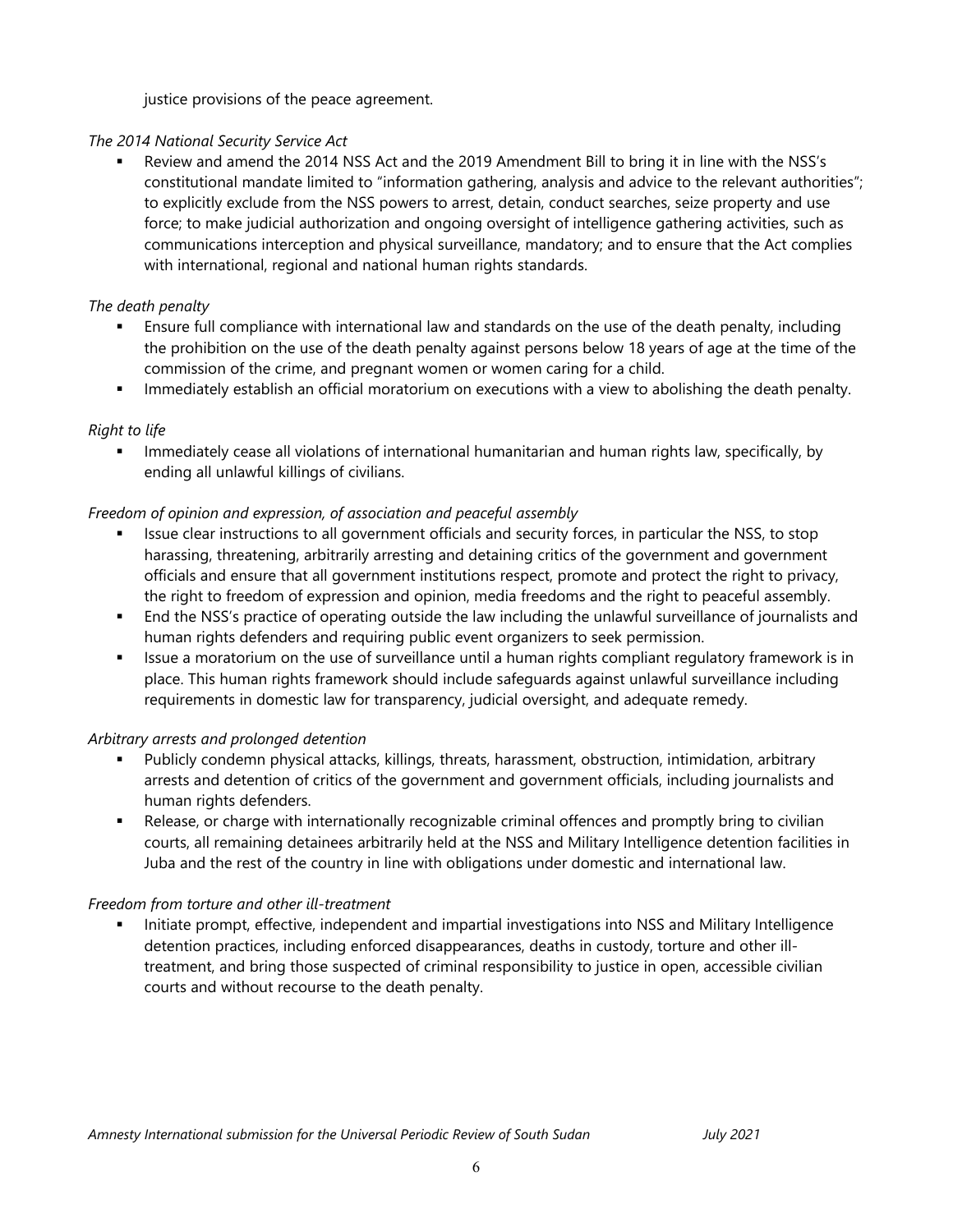justice provisions of the peace agreement.

*The 2014 National Security Service Act*

- Review and amend the 2014 NSS Act and the 2019 Amendment Bill to bring it in line with the NSS's constitutional mandate limited to "information gathering, analysis and advice to the relevant authorities"; to explicitly exclude from the NSS powers to arrest, detain, conduct searches, seize property and use force; to make judicial authorization and ongoing oversight of intelligence gathering activities, such as communications interception and physical surveillance, mandatory; and to ensure that the Act complies with international, regional and national human rights standards.

*The death penalty*

- Ensure full compliance with international law and standards on the use of the death penalty, including the prohibition on the use of the death penalty against persons below 18 years of age at the time of the commission of the crime, and pregnant women or women caring for a child.
- Immediately establish an official moratorium on executions with a view to abolishing the death penalty.

*Right to life*

- Immediately cease all violations of international humanitarian and human rights law, specifically, by ending all unlawful killings of civilians.

*Freedom of opinion and expression, of association and peaceful assembly*

- Issue clear instructions to all government officials and security forces, in particular the NSS, to stop harassing, threatening, arbitrarily arresting and detaining critics of the government and government officials and ensure that all government institutions respect, promote and protect the right to privacy, the right to freedom of expression and opinion, media freedoms and the right to peaceful assembly.
- End the NSS's practice of operating outside the law including the unlawful surveillance of journalists and human rights defenders and requiring public event organizers to seek permission.
- Issue a moratorium on the use of surveillance until a human rights compliant regulatory framework is in place. This human rights framework should include safeguards against unlawful surveillance including requirements in domestic law for transparency, judicial oversight, and adequate remedy.

*Arbitrary arrests and prolonged detention*

- Publicly condemn physical attacks, killings, threats, harassment, obstruction, intimidation, arbitrary arrests and detention of critics of the government and government officials, including journalists and human rights defenders.
- Release, or charge with internationally recognizable criminal offences and promptly bring to civilian courts, all remaining detainees arbitrarily held at the NSS and Military Intelligence detention facilities in Juba and the rest of the country in line with obligations under domestic and international law.

*Freedom from torture and other ill-treatment*

- Initiate prompt, effective, independent and impartial investigations into NSS and Military Intelligence detention practices, including enforced disappearances, deaths in custody, torture and other ill-treatment, and bring those suspected of criminal responsibility to justice in open, accessible civilian courts and without recourse to the death penalty.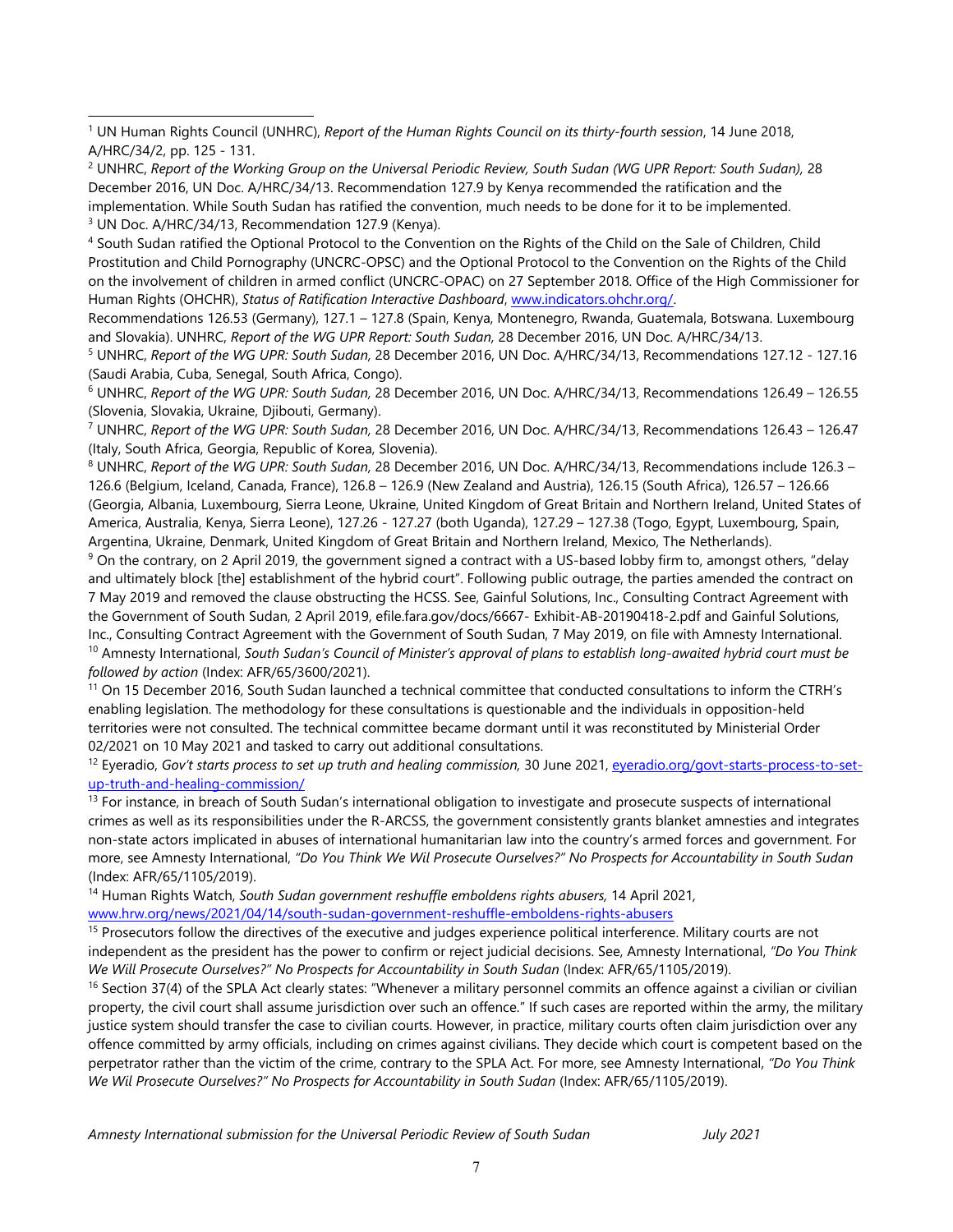[1] UN Human Rights Council (UNHRC), *Report of the Human Rights Council on its thirty-fourth session*, 14 June 2018, A/HRC/34/2, pp. 125 - 131.

[2] UNHRC, *Report of the Working Group on the Universal Periodic Review, South Sudan (WG UPR Report: South Sudan)*, 28 December 2016, UN Doc. A/HRC/34/13. Recommendation 127.9 by Kenya recommended the ratification and the implementation. While South Sudan has ratified the convention, much needs to be done for it to be implemented.

[3] UN Doc. A/HRC/34/13, Recommendation 127.9 (Kenya).

[4] South Sudan ratified the Optional Protocol to the Convention on the Rights of the Child on the Sale of Children, Child Prostitution and Child Pornography (UNCRC-OPSC) and the Optional Protocol to the Convention on the Rights of the Child on the involvement of children in armed conflict (UNCRC-OPAC) on 27 September 2018. Office of the High Commissioner for Human Rights (OHCHR), *Status of Ratification Interactive Dashboard*, [www.indicators.ohchr.org/](www.indicators.ohchr.org/).
Recommendations 126.53 (Germany), 127.1 – 127.8 (Spain, Kenya, Montenegro, Rwanda, Guatemala, Botswana. Luxembourg and Slovakia). UNHRC, *Report of the WG UPR Report: South Sudan,* 28 December 2016, UN Doc. A/HRC/34/13.

[5] UNHRC, *Report of the WG UPR: South Sudan,* 28 December 2016, UN Doc. A/HRC/34/13, Recommendations 127.12 - 127.16 (Saudi Arabia, Cuba, Senegal, South Africa, Congo).

[6] UNHRC, *Report of the WG UPR: South Sudan,* 28 December 2016, UN Doc. A/HRC/34/13, Recommendations 126.49 – 126.55 (Slovenia, Slovakia, Ukraine, Djibouti, Germany).

[7] UNHRC, *Report of the WG UPR: South Sudan,* 28 December 2016, UN Doc. A/HRC/34/13, Recommendations 126.43 – 126.47 (Italy, South Africa, Georgia, Republic of Korea, Slovenia).

[8] UNHRC, *Report of the WG UPR: South Sudan,* 28 December 2016, UN Doc. A/HRC/34/13, Recommendations include 126.3 – 126.6 (Belgium, Iceland, Canada, France), 126.8 – 126.9 (New Zealand and Austria), 126.15 (South Africa), 126.57 – 126.66 (Georgia, Albania, Luxembourg, Sierra Leone, Ukraine, United Kingdom of Great Britain and Northern Ireland, United States of America, Australia, Kenya, Sierra Leone), 127.26 - 127.27 (both Uganda), 127.29 – 127.38 (Togo, Egypt, Luxembourg, Spain, Argentina, Ukraine, Denmark, United Kingdom of Great Britain and Northern Ireland, Mexico, The Netherlands).

[9] On the contrary, on 2 April 2019, the government signed a contract with a US-based lobby firm to, amongst others, "delay and ultimately block [the] establishment of the hybrid court". Following public outrage, the parties amended the contract on 7 May 2019 and removed the clause obstructing the HCSS. See, Gainful Solutions, Inc., Consulting Contract Agreement with the Government of South Sudan, 2 April 2019, efile.fara.gov/docs/6667- Exhibit-AB-20190418-2.pdf and Gainful Solutions, Inc., Consulting Contract Agreement with the Government of South Sudan, 7 May 2019, on file with Amnesty International.

[10] Amnesty International, *South Sudan's Council of Minister's approval of plans to establish long-awaited hybrid court must be followed by action* (Index: AFR/65/3600/2021).

[11] On 15 December 2016, South Sudan launched a technical committee that conducted consultations to inform the CTRH's enabling legislation. The methodology for these consultations is questionable and the individuals in opposition-held territories were not consulted. The technical committee became dormant until it was reconstituted by Ministerial Order 02/2021 on 10 May 2021 and tasked to carry out additional consultations.

[12] Eyeradio, *Gov't starts process to set up truth and healing commission,* 30 June 2021, [eyeradio.org/govt-starts-process-to-set-up-truth-and-healing-commission/](eyeradio.org/govt-starts-process-to-set-up-truth-and-healing-commission/)

[13] For instance, in breach of South Sudan's international obligation to investigate and prosecute suspects of international crimes as well as its responsibilities under the R-ARCSS, the government consistently grants blanket amnesties and integrates non-state actors implicated in abuses of international humanitarian law into the country's armed forces and government. For more, see Amnesty International, *"Do You Think We Wil Prosecute Ourselves?" No Prospects for Accountability in South Sudan* (Index: AFR/65/1105/2019).

[14] Human Rights Watch, *South Sudan government reshuffle emboldens rights abusers,* 14 April 2021, [www.hrw.org/news/2021/04/14/south-sudan-government-reshuffle-emboldens-rights-abusers](www.hrw.org/news/2021/04/14/south-sudan-government-reshuffle-emboldens-rights-abusers)

[15] Prosecutors follow the directives of the executive and judges experience political interference. Military courts are not independent as the president has the power to confirm or reject judicial decisions. See, Amnesty International, *"Do You Think We Will Prosecute Ourselves?" No Prospects for Accountability in South Sudan* (Index: AFR/65/1105/2019).

[16] Section 37(4) of the SPLA Act clearly states: "Whenever a military personnel commits an offence against a civilian or civilian property, the civil court shall assume jurisdiction over such an offence." If such cases are reported within the army, the military justice system should transfer the case to civilian courts. However, in practice, military courts often claim jurisdiction over any offence committed by army officials, including on crimes against civilians. They decide which court is competent based on the perpetrator rather than the victim of the crime, contrary to the SPLA Act. For more, see Amnesty International, *"Do You Think We Wil Prosecute Ourselves?" No Prospects for Accountability in South Sudan* (Index: AFR/65/1105/2019).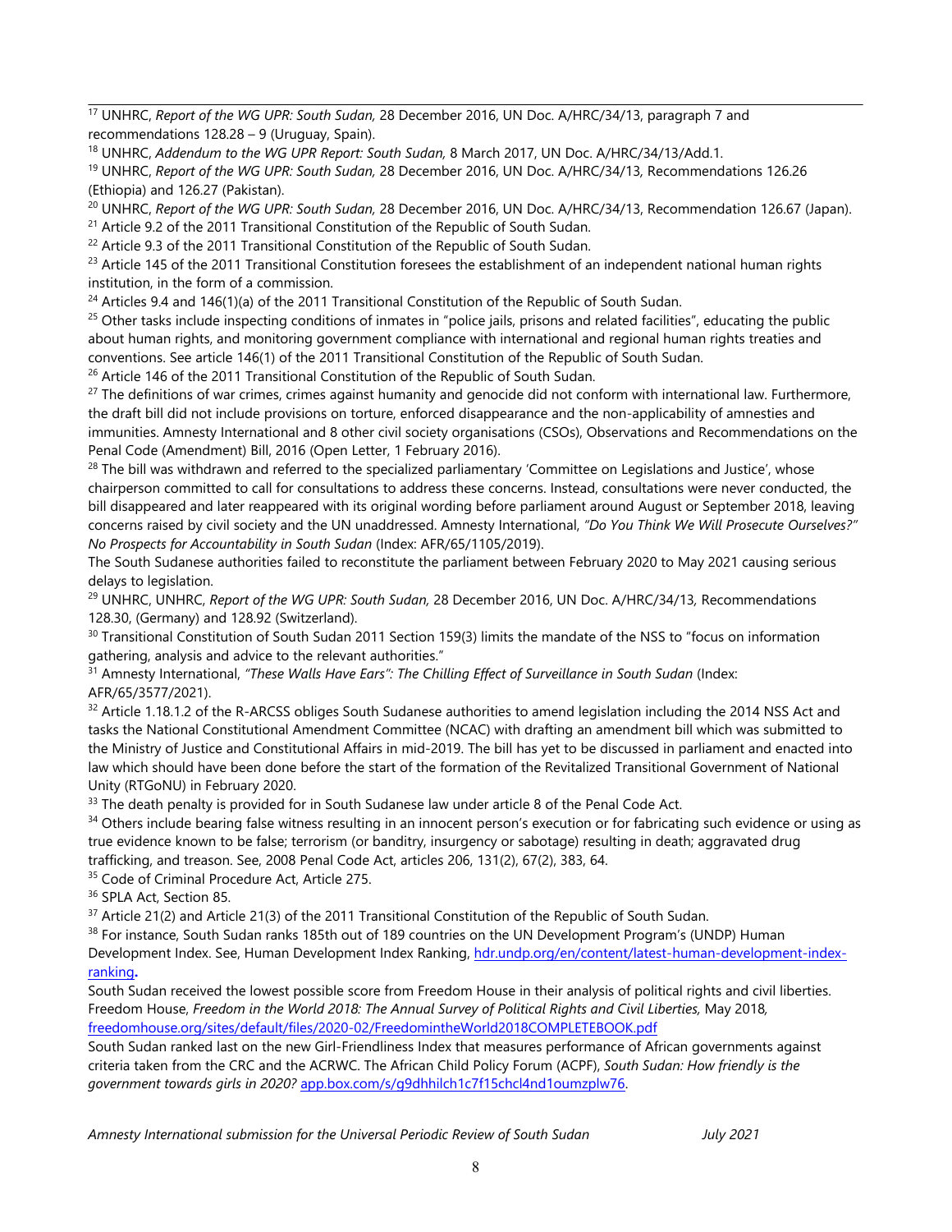[17] UNHRC, *Report of the WG UPR: South Sudan,* 28 December 2016, UN Doc. A/HRC/34/13, paragraph 7 and recommendations 128.28 – 9 (Uruguay, Spain).

[18] UNHRC, *Addendum to the WG UPR Report: South Sudan,* 8 March 2017, UN Doc. A/HRC/34/13/Add.1.

[19] UNHRC, *Report of the WG UPR: South Sudan,* 28 December 2016, UN Doc. A/HRC/34/13*,* Recommendations 126.26 (Ethiopia) and 126.27 (Pakistan).

[20] UNHRC, *Report of the WG UPR: South Sudan,* 28 December 2016, UN Doc. A/HRC/34/13, Recommendation 126.67 (Japan).

[21] Article 9.2 of the 2011 Transitional Constitution of the Republic of South Sudan.

[22] Article 9.3 of the 2011 Transitional Constitution of the Republic of South Sudan.

[23] Article 145 of the 2011 Transitional Constitution foresees the establishment of an independent national human rights institution, in the form of a commission.

[24] Articles 9.4 and 146(1)(a) of the 2011 Transitional Constitution of the Republic of South Sudan.

[25] Other tasks include inspecting conditions of inmates in "police jails, prisons and related facilities", educating the public about human rights, and monitoring government compliance with international and regional human rights treaties and conventions. See article 146(1) of the 2011 Transitional Constitution of the Republic of South Sudan.

[26] Article 146 of the 2011 Transitional Constitution of the Republic of South Sudan.

[27] The definitions of war crimes, crimes against humanity and genocide did not conform with international law. Furthermore, the draft bill did not include provisions on torture, enforced disappearance and the non-applicability of amnesties and immunities. Amnesty International and 8 other civil society organisations (CSOs), Observations and Recommendations on the Penal Code (Amendment) Bill, 2016 (Open Letter, 1 February 2016).

[28] The bill was withdrawn and referred to the specialized parliamentary 'Committee on Legislations and Justice', whose chairperson committed to call for consultations to address these concerns. Instead, consultations were never conducted, the bill disappeared and later reappeared with its original wording before parliament around August or September 2018, leaving concerns raised by civil society and the UN unaddressed. Amnesty International, *"Do You Think We Will Prosecute Ourselves?" No Prospects for Accountability in South Sudan* (Index: AFR/65/1105/2019).

The South Sudanese authorities failed to reconstitute the parliament between February 2020 to May 2021 causing serious delays to legislation.

[29] UNHRC, UNHRC, *Report of the WG UPR: South Sudan,* 28 December 2016, UN Doc. A/HRC/34/13*,* Recommendations 128.30, (Germany) and 128.92 (Switzerland).

[30] Transitional Constitution of South Sudan 2011 Section 159(3) limits the mandate of the NSS to "focus on information gathering, analysis and advice to the relevant authorities."

[31] Amnesty International, *"These Walls Have Ears": The Chilling Effect of Surveillance in South Sudan* (Index: AFR/65/3577/2021).

[32] Article 1.18.1.2 of the R-ARCSS obliges South Sudanese authorities to amend legislation including the 2014 NSS Act and tasks the National Constitutional Amendment Committee (NCAC) with drafting an amendment bill which was submitted to the Ministry of Justice and Constitutional Affairs in mid-2019. The bill has yet to be discussed in parliament and enacted into law which should have been done before the start of the formation of the Revitalized Transitional Government of National Unity (RTGoNU) in February 2020.

[33] The death penalty is provided for in South Sudanese law under article 8 of the Penal Code Act.

[34] Others include bearing false witness resulting in an innocent person's execution or for fabricating such evidence or using as true evidence known to be false; terrorism (or banditry, insurgency or sabotage) resulting in death; aggravated drug trafficking, and treason. See, 2008 Penal Code Act, articles 206, 131(2), 67(2), 383, 64.

[35] Code of Criminal Procedure Act, Article 275.

[36] SPLA Act, Section 85.

[37] Article 21(2) and Article 21(3) of the 2011 Transitional Constitution of the Republic of South Sudan.

[38] For instance, South Sudan ranks 185th out of 189 countries on the UN Development Program's (UNDP) Human Development Index. See, Human Development Index Ranking, [hdr.undp.org/en/content/latest-human-development-index-ranking](hdr.undp.org/en/content/latest-human-development-index-ranking).

South Sudan received the lowest possible score from Freedom House in their analysis of political rights and civil liberties. Freedom House, *Freedom in the World 2018: The Annual Survey of Political Rights and Civil Liberties,* May 2018, [freedomhouse.org/sites/default/files/2020-02/FreedomintheWorld2018COMPLETEBOOK.pdf](freedomhouse.org/sites/default/files/2020-02/FreedomintheWorld2018COMPLETEBOOK.pdf)

South Sudan ranked last on the new Girl-Friendliness Index that measures performance of African governments against criteria taken from the CRC and the ACRWC. The African Child Policy Forum (ACPF), *South Sudan: How friendly is the government towards girls in 2020?* [app.box.com/s/g9dhhilch1c7f15chcl4nd1oumzplw76](app.box.com/s/g9dhhilch1c7f15chcl4nd1oumzplw76).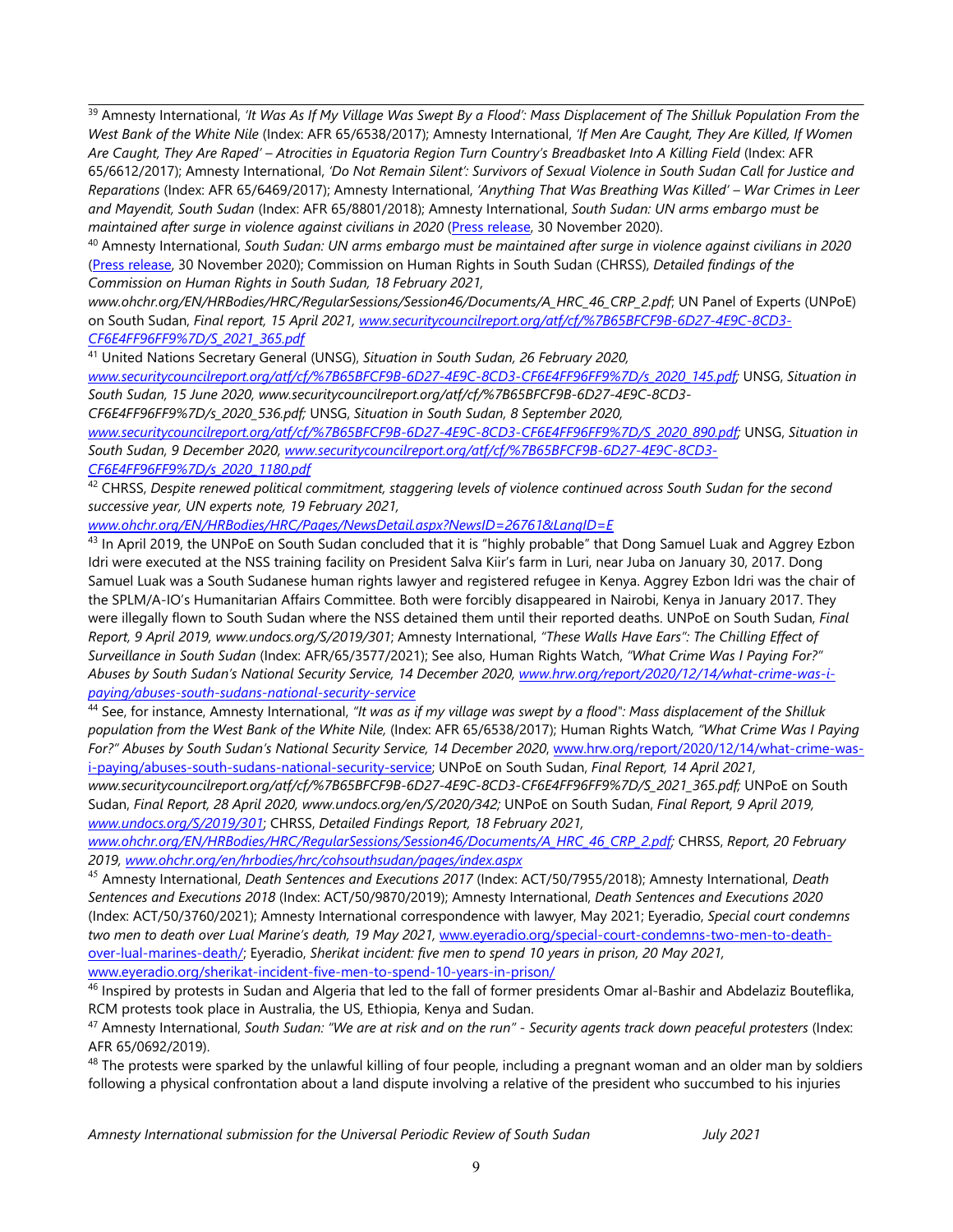[39] Amnesty International, *'It Was As If My Village Was Swept By a Flood': Mass Displacement of The Shilluk Population From the West Bank of the White Nile* (Index: AFR 65/6538/2017); Amnesty International, *'If Men Are Caught, They Are Killed, If Women Are Caught, They Are Raped' – Atrocities in Equatoria Region Turn Country's Breadbasket Into A Killing Field* (Index: AFR 65/6612/2017); Amnesty International, *'Do Not Remain Silent': Survivors of Sexual Violence in South Sudan Call for Justice and Reparations* (Index: AFR 65/6469/2017); Amnesty International, *'Anything That Was Breathing Was Killed' – War Crimes in Leer and Mayendit, South Sudan* (Index: AFR 65/8801/2018); Amnesty International, *South Sudan: UN arms embargo must be maintained after surge in violence against civilians in 2020* (Press release, 30 November 2020).

[40] Amnesty International, *South Sudan: UN arms embargo must be maintained after surge in violence against civilians in 2020* (Press release, 30 November 2020); Commission on Human Rights in South Sudan (CHRSS), *Detailed findings of the Commission on Human Rights in South Sudan, 18 February 2021, www.ohchr.org/EN/HRBodies/HRC/RegularSessions/Session46/Documents/A_HRC_46_CRP_2.pdf*; UN Panel of Experts (UNPoE) on South Sudan, *Final report, 15 April 2021, www.securitycouncilreport.org/atf/cf/%7B65BFCF9B-6D27-4E9C-8CD3-CF6E4FF96FF9%7D/S_2021_365.pdf*

[41] United Nations Secretary General (UNSG), *Situation in South Sudan, 26 February 2020, www.securitycouncilreport.org/atf/cf/%7B65BFCF9B-6D27-4E9C-8CD3-CF6E4FF96FF9%7D/s_2020_145.pdf;* UNSG, *Situation in South Sudan, 15 June 2020, www.securitycouncilreport.org/atf/cf/%7B65BFCF9B-6D27-4E9C-8CD3-CF6E4FF96FF9%7D/s_2020_536.pdf;* UNSG, *Situation in South Sudan, 8 September 2020, www.securitycouncilreport.org/atf/cf/%7B65BFCF9B-6D27-4E9C-8CD3-CF6E4FF96FF9%7D/S_2020_890.pdf;* UNSG, *Situation in South Sudan, 9 December 2020, www.securitycouncilreport.org/atf/cf/%7B65BFCF9B-6D27-4E9C-8CD3-CF6E4FF96FF9%7D/s_2020_1180.pdf*

[42] CHRSS, *Despite renewed political commitment, staggering levels of violence continued across South Sudan for the second successive year, UN experts note, 19 February 2021, www.ohchr.org/EN/HRBodies/HRC/Pages/NewsDetail.aspx?NewsID=26761&LangID=E*

[43] In April 2019, the UNPoE on South Sudan concluded that it is "highly probable" that Dong Samuel Luak and Aggrey Ezbon Idri were executed at the NSS training facility on President Salva Kiir's farm in Luri, near Juba on January 30, 2017. Dong Samuel Luak was a South Sudanese human rights lawyer and registered refugee in Kenya. Aggrey Ezbon Idri was the chair of the SPLM/A-IO's Humanitarian Affairs Committee. Both were forcibly disappeared in Nairobi, Kenya in January 2017. They were illegally flown to South Sudan where the NSS detained them until their reported deaths. UNPoE on South Sudan, *Final Report, 9 April 2019, www.undocs.org/S/2019/301*; Amnesty International, *"These Walls Have Ears": The Chilling Effect of Surveillance in South Sudan* (Index: AFR/65/3577/2021); See also, Human Rights Watch, *"What Crime Was I Paying For?" Abuses by South Sudan's National Security Service, 14 December 2020, www.hrw.org/report/2020/12/14/what-crime-was-i-paying/abuses-south-sudans-national-security-service*

[44] See, for instance, Amnesty International, *"It was as if my village was swept by a flood": Mass displacement of the Shilluk population from the West Bank of the White Nile,* (Index: AFR 65/6538/2017); Human Rights Watch*, "What Crime Was I Paying For?" Abuses by South Sudan's National Security Service, 14 December 2020*, www.hrw.org/report/2020/12/14/what-crime-was-i-paying/abuses-south-sudans-national-security-service; UNPoE on South Sudan, *Final Report, 14 April 2021, www.securitycouncilreport.org/atf/cf/%7B65BFCF9B-6D27-4E9C-8CD3-CF6E4FF96FF9%7D/S_2021_365.pdf;* UNPoE on South Sudan, *Final Report, 28 April 2020, www.undocs.org/en/S/2020/342;* UNPoE on South Sudan, *Final Report, 9 April 2019, www.undocs.org/S/2019/301*; CHRSS, *Detailed Findings Report, 18 February 2021, www.ohchr.org/EN/HRBodies/HRC/RegularSessions/Session46/Documents/A_HRC_46_CRP_2.pdf;* CHRSS, *Report, 20 February 2019, www.ohchr.org/en/hrbodies/hrc/cohsouthsudan/pages/index.aspx*

[45] Amnesty International, *Death Sentences and Executions 2017* (Index: ACT/50/7955/2018); Amnesty International, *Death Sentences and Executions 2018* (Index: ACT/50/9870/2019); Amnesty International, *Death Sentences and Executions 2020* (Index: ACT/50/3760/2021); Amnesty International correspondence with lawyer, May 2021; Eyeradio, *Special court condemns two men to death over Lual Marine's death, 19 May 2021*, www.eyeradio.org/special-court-condemns-two-men-to-death-over-lual-marines-death/; Eyeradio, *Sherikat incident: five men to spend 10 years in prison, 20 May 2021,* www.eyeradio.org/sherikat-incident-five-men-to-spend-10-years-in-prison/

[46] Inspired by protests in Sudan and Algeria that led to the fall of former presidents Omar al-Bashir and Abdelaziz Bouteflika, RCM protests took place in Australia, the US, Ethiopia, Kenya and Sudan.

[47] Amnesty International, *South Sudan: "We are at risk and on the run" - Security agents track down peaceful protesters* (Index: AFR 65/0692/2019).

[48] The protests were sparked by the unlawful killing of four people, including a pregnant woman and an older man by soldiers following a physical confrontation about a land dispute involving a relative of the president who succumbed to his injuries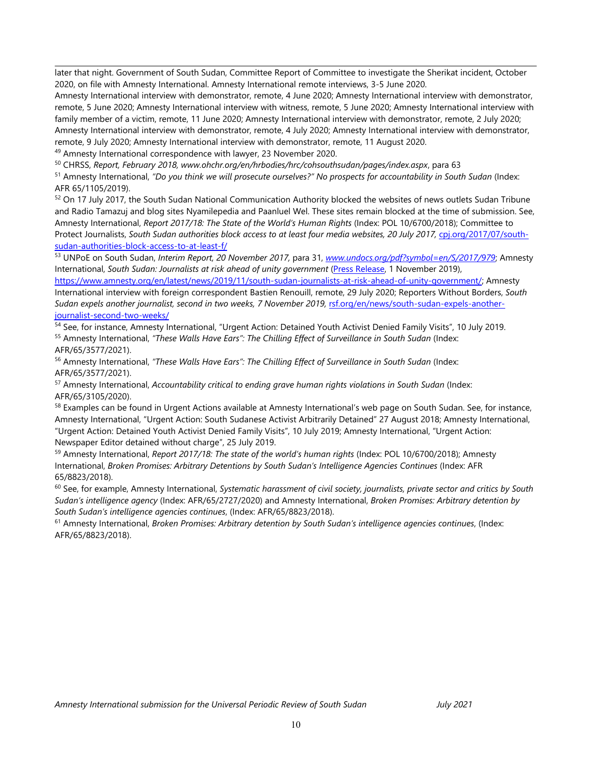later that night. Government of South Sudan, Committee Report of Committee to investigate the Sherikat incident, October 2020, on file with Amnesty International. Amnesty International remote interviews, 3-5 June 2020.

Amnesty International interview with demonstrator, remote, 4 June 2020; Amnesty International interview with demonstrator, remote, 5 June 2020; Amnesty International interview with witness, remote, 5 June 2020; Amnesty International interview with family member of a victim, remote, 11 June 2020; Amnesty International interview with demonstrator, remote, 2 July 2020; Amnesty International interview with demonstrator, remote, 4 July 2020; Amnesty International interview with demonstrator, remote, 9 July 2020; Amnesty International interview with demonstrator, remote, 11 August 2020.

[49] Amnesty International correspondence with lawyer, 23 November 2020.

[50] CHRSS, *Report, February 2018, www.ohchr.org/en/hrbodies/hrc/cohsouthsudan/pages/index.aspx*, para 63

[51] Amnesty International, *"Do you think we will prosecute ourselves?" No prospects for accountability in South Sudan* (Index: AFR 65/1105/2019).

[52] On 17 July 2017, the South Sudan National Communication Authority blocked the websites of news outlets Sudan Tribune and Radio Tamazuj and blog sites Nyamilepedia and Paanluel Wel. These sites remain blocked at the time of submission. See, Amnesty International, *Report 2017/18: The State of the World's Human Rights* (Index: POL 10/6700/2018); Committee to Protect Journalists, *South Sudan authorities block access to at least four media websites, 20 July 2017,* [cpj.org/2017/07/south-sudan-authorities-block-access-to-at-least-f/](cpj.org/2017/07/south-sudan-authorities-block-access-to-at-least-f/)

[53] UNPoE on South Sudan, *Interim Report, 20 November 2017,* para 31, *[www.undocs.org/pdf?symbol=en/S/2017/979](www.undocs.org/pdf?symbol=en/S/2017/979)*; Amnesty International, *South Sudan: Journalists at risk ahead of unity government* (Press Release, 1 November 2019), [https://www.amnesty.org/en/latest/news/2019/11/south-sudan-journalists-at-risk-ahead-of-unity-government/](https://www.amnesty.org/en/latest/news/2019/11/south-sudan-journalists-at-risk-ahead-of-unity-government/); Amnesty International interview with foreign correspondent Bastien Renouill, remote, 29 July 2020; Reporters Without Borders, *South Sudan expels another journalist, second in two weeks, 7 November 2019,* [rsf.org/en/news/south-sudan-expels-another-journalist-second-two-weeks/](rsf.org/en/news/south-sudan-expels-another-journalist-second-two-weeks/)

[54] See, for instance, Amnesty International, "Urgent Action: Detained Youth Activist Denied Family Visits", 10 July 2019.

[55] Amnesty International, *"These Walls Have Ears": The Chilling Effect of Surveillance in South Sudan* (Index: AFR/65/3577/2021).

[56] Amnesty International, *"These Walls Have Ears": The Chilling Effect of Surveillance in South Sudan* (Index: AFR/65/3577/2021).

[57] Amnesty International, *Accountability critical to ending grave human rights violations in South Sudan* (Index: AFR/65/3105/2020).

[58] Examples can be found in Urgent Actions available at Amnesty International's web page on South Sudan. See, for instance, Amnesty International, "Urgent Action: South Sudanese Activist Arbitrarily Detained" 27 August 2018; Amnesty International, "Urgent Action: Detained Youth Activist Denied Family Visits", 10 July 2019; Amnesty International, "Urgent Action: Newspaper Editor detained without charge", 25 July 2019.

[59] Amnesty International, *Report 2017/18: The state of the world's human rights* (Index: POL 10/6700/2018); Amnesty International, *Broken Promises: Arbitrary Detentions by South Sudan's Intelligence Agencies Continues* (Index: AFR 65/8823/2018).

[60] See, for example, Amnesty International, *Systematic harassment of civil society, journalists, private sector and critics by South Sudan's intelligence agency* (Index: AFR/65/2727/2020) and Amnesty International, *Broken Promises: Arbitrary detention by South Sudan's intelligence agencies continues*, (Index: AFR/65/8823/2018).

[61] Amnesty International, *Broken Promises: Arbitrary detention by South Sudan's intelligence agencies continues*, (Index: AFR/65/8823/2018).